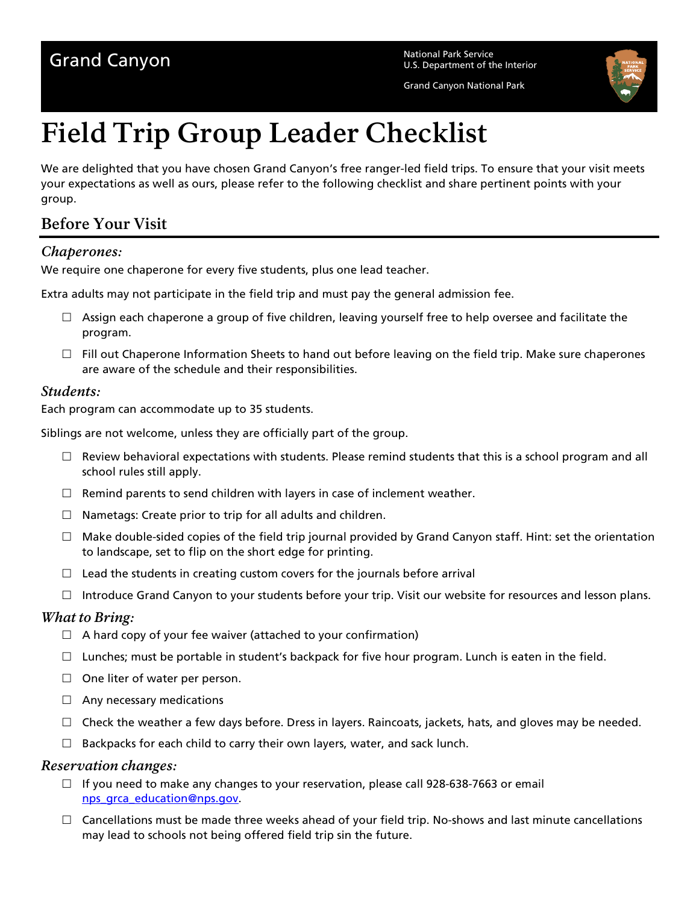Grand Canyon

National Park Service
U.S. Department of the Interior

Grand Canyon National Park

# Field Trip Group Leader Checklist

We are delighted that you have chosen Grand Canyon's free ranger-led field trips. To ensure that your visit meets your expectations as well as ours, please refer to the following checklist and share pertinent points with your group.

## Before Your Visit

### *Chaperones:*

We require one chaperone for every five students, plus one lead teacher.

Extra adults may not participate in the field trip and must pay the general admission fee.

- ☐ Assign each chaperone a group of five children, leaving yourself free to help oversee and facilitate the program.
- ☐ Fill out Chaperone Information Sheets to hand out before leaving on the field trip. Make sure chaperones are aware of the schedule and their responsibilities.

### *Students:*

Each program can accommodate up to 35 students.

Siblings are not welcome, unless they are officially part of the group.

- ☐ Review behavioral expectations with students. Please remind students that this is a school program and all school rules still apply.
- ☐ Remind parents to send children with layers in case of inclement weather.
- ☐ Nametags: Create prior to trip for all adults and children.
- ☐ Make double-sided copies of the field trip journal provided by Grand Canyon staff. Hint: set the orientation to landscape, set to flip on the short edge for printing.
- ☐ Lead the students in creating custom covers for the journals before arrival
- ☐ Introduce Grand Canyon to your students before your trip. Visit our website for resources and lesson plans.

### *What to Bring:*

- ☐ A hard copy of your fee waiver (attached to your confirmation)
- ☐ Lunches; must be portable in student's backpack for five hour program. Lunch is eaten in the field.
- ☐ One liter of water per person.
- ☐ Any necessary medications
- ☐ Check the weather a few days before. Dress in layers. Raincoats, jackets, hats, and gloves may be needed.
- ☐ Backpacks for each child to carry their own layers, water, and sack lunch.

### *Reservation changes:*

- ☐ If you need to make any changes to your reservation, please call 928-638-7663 or email nps_grca_education@nps.gov.
- ☐ Cancellations must be made three weeks ahead of your field trip. No-shows and last minute cancellations may lead to schools not being offered field trip sin the future.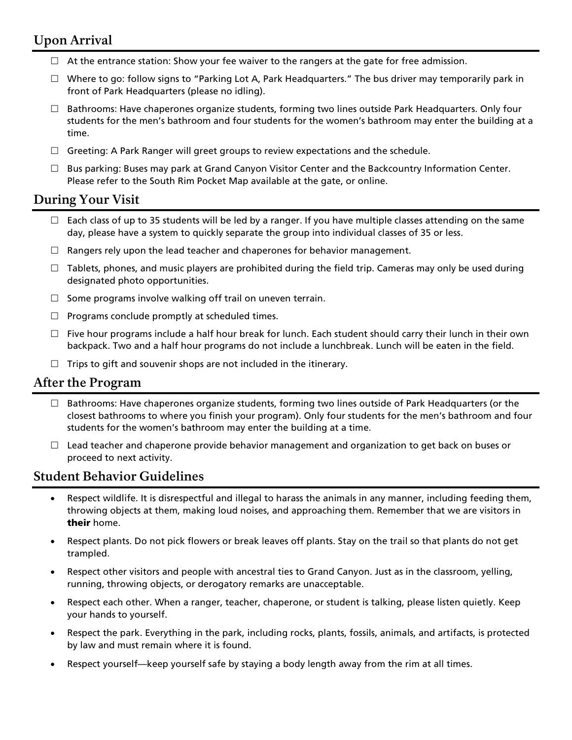## Upon Arrival

- ☐ At the entrance station: Show your fee waiver to the rangers at the gate for free admission.
- ☐ Where to go: follow signs to "Parking Lot A, Park Headquarters." The bus driver may temporarily park in front of Park Headquarters (please no idling).
- ☐ Bathrooms: Have chaperones organize students, forming two lines outside Park Headquarters. Only four students for the men's bathroom and four students for the women's bathroom may enter the building at a time.
- ☐ Greeting: A Park Ranger will greet groups to review expectations and the schedule.
- ☐ Bus parking: Buses may park at Grand Canyon Visitor Center and the Backcountry Information Center. Please refer to the South Rim Pocket Map available at the gate, or online.

## During Your Visit

- ☐ Each class of up to 35 students will be led by a ranger. If you have multiple classes attending on the same day, please have a system to quickly separate the group into individual classes of 35 or less.
- ☐ Rangers rely upon the lead teacher and chaperones for behavior management.
- ☐ Tablets, phones, and music players are prohibited during the field trip. Cameras may only be used during designated photo opportunities.
- ☐ Some programs involve walking off trail on uneven terrain.
- ☐ Programs conclude promptly at scheduled times.
- ☐ Five hour programs include a half hour break for lunch. Each student should carry their lunch in their own backpack. Two and a half hour programs do not include a lunchbreak. Lunch will be eaten in the field.
- ☐ Trips to gift and souvenir shops are not included in the itinerary.

## After the Program

- ☐ Bathrooms: Have chaperones organize students, forming two lines outside of Park Headquarters (or the closest bathrooms to where you finish your program). Only four students for the men's bathroom and four students for the women's bathroom may enter the building at a time.
- ☐ Lead teacher and chaperone provide behavior management and organization to get back on buses or proceed to next activity.

## Student Behavior Guidelines

- Respect wildlife. It is disrespectful and illegal to harass the animals in any manner, including feeding them, throwing objects at them, making loud noises, and approaching them. Remember that we are visitors in **their** home.
- Respect plants. Do not pick flowers or break leaves off plants. Stay on the trail so that plants do not get trampled.
- Respect other visitors and people with ancestral ties to Grand Canyon. Just as in the classroom, yelling, running, throwing objects, or derogatory remarks are unacceptable.
- Respect each other. When a ranger, teacher, chaperone, or student is talking, please listen quietly. Keep your hands to yourself.
- Respect the park. Everything in the park, including rocks, plants, fossils, animals, and artifacts, is protected by law and must remain where it is found.
- Respect yourself—keep yourself safe by staying a body length away from the rim at all times.